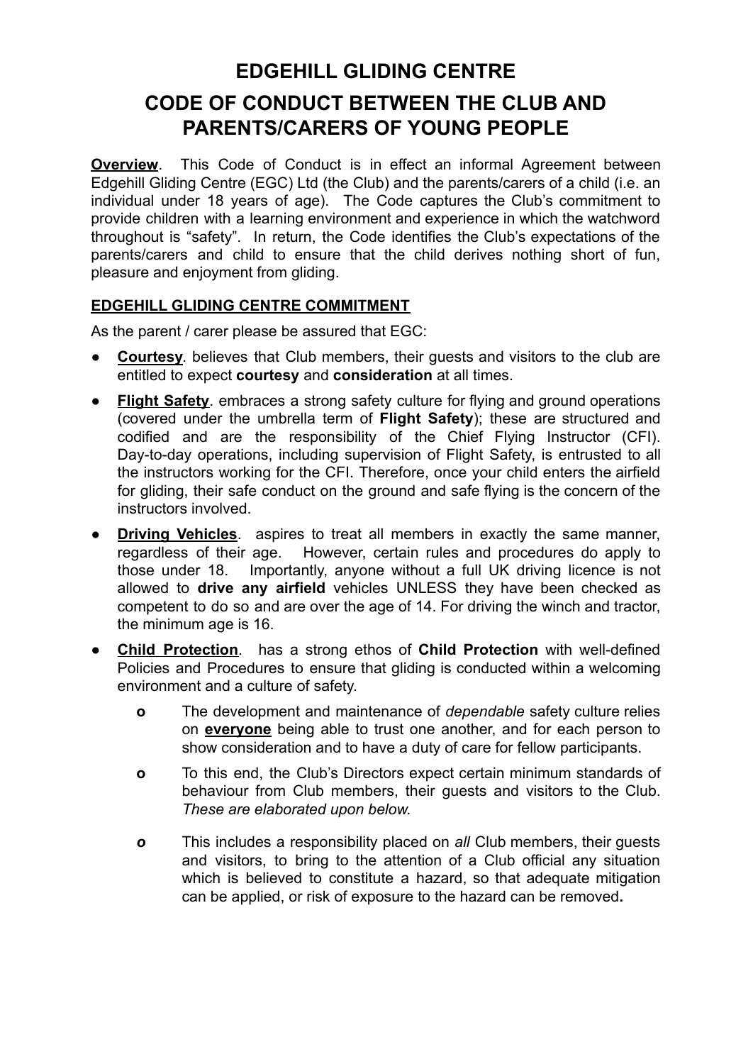# EDGEHILL GLIDING CENTRE

# CODE OF CONDUCT BETWEEN THE CLUB AND PARENTS/CARERS OF YOUNG PEOPLE

**Overview**. This Code of Conduct is in effect an informal Agreement between Edgehill Gliding Centre (EGC) Ltd (the Club) and the parents/carers of a child (i.e. an individual under 18 years of age). The Code captures the Club's commitment to provide children with a learning environment and experience in which the watchword throughout is "safety". In return, the Code identifies the Club's expectations of the parents/carers and child to ensure that the child derives nothing short of fun, pleasure and enjoyment from gliding.

## EDGEHILL GLIDING CENTRE COMMITMENT

As the parent / carer please be assured that EGC:

- **Courtesy**. believes that Club members, their guests and visitors to the club are entitled to expect **courtesy** and **consideration** at all times.
- **Flight Safety**. embraces a strong safety culture for flying and ground operations (covered under the umbrella term of **Flight Safety**); these are structured and codified and are the responsibility of the Chief Flying Instructor (CFI). Day-to-day operations, including supervision of Flight Safety, is entrusted to all the instructors working for the CFI. Therefore, once your child enters the airfield for gliding, their safe conduct on the ground and safe flying is the concern of the instructors involved.
- **Driving Vehicles**. aspires to treat all members in exactly the same manner, regardless of their age. However, certain rules and procedures do apply to those under 18. Importantly, anyone without a full UK driving licence is not allowed to **drive any airfield** vehicles UNLESS they have been checked as competent to do so and are over the age of 14. For driving the winch and tractor, the minimum age is 16.
- **Child Protection**. has a strong ethos of **Child Protection** with well-defined Policies and Procedures to ensure that gliding is conducted within a welcoming environment and a culture of safety.
  - The development and maintenance of *dependable* safety culture relies on **everyone** being able to trust one another, and for each person to show consideration and to have a duty of care for fellow participants.
  - To this end, the Club's Directors expect certain minimum standards of behaviour from Club members, their guests and visitors to the Club. *These are elaborated upon below.*
  - This includes a responsibility placed on *all* Club members, their guests and visitors, to bring to the attention of a Club official any situation which is believed to constitute a hazard, so that adequate mitigation can be applied, or risk of exposure to the hazard can be removed.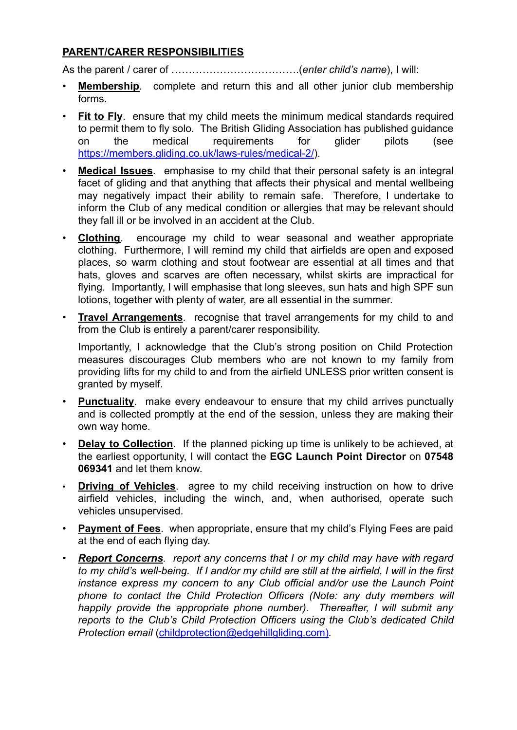**PARENT/CARER RESPONSIBILITIES**

As the parent / carer of ……………………………….(*enter child's name*), I will:

- **Membership**. complete and return this and all other junior club membership forms.
- **Fit to Fly**. ensure that my child meets the minimum medical standards required to permit them to fly solo. The British Gliding Association has published guidance on the medical requirements for glider pilots (see https://members.gliding.co.uk/laws-rules/medical-2/).
- **Medical Issues**. emphasise to my child that their personal safety is an integral facet of gliding and that anything that affects their physical and mental wellbeing may negatively impact their ability to remain safe. Therefore, I undertake to inform the Club of any medical condition or allergies that may be relevant should they fall ill or be involved in an accident at the Club.
- **Clothing**. encourage my child to wear seasonal and weather appropriate clothing. Furthermore, I will remind my child that airfields are open and exposed places, so warm clothing and stout footwear are essential at all times and that hats, gloves and scarves are often necessary, whilst skirts are impractical for flying. Importantly, I will emphasise that long sleeves, sun hats and high SPF sun lotions, together with plenty of water, are all essential in the summer.
- **Travel Arrangements**. recognise that travel arrangements for my child to and from the Club is entirely a parent/carer responsibility.

  Importantly, I acknowledge that the Club's strong position on Child Protection measures discourages Club members who are not known to my family from providing lifts for my child to and from the airfield UNLESS prior written consent is granted by myself.
- **Punctuality**. make every endeavour to ensure that my child arrives punctually and is collected promptly at the end of the session, unless they are making their own way home.
- **Delay to Collection**. If the planned picking up time is unlikely to be achieved, at the earliest opportunity, I will contact the **EGC Launch Point Director** on **07548 069341** and let them know.
- **Driving of Vehicles**. agree to my child receiving instruction on how to drive airfield vehicles, including the winch, and, when authorised, operate such vehicles unsupervised.
- **Payment of Fees**. when appropriate, ensure that my child's Flying Fees are paid at the end of each flying day.
- ***Report Concerns***. *report any concerns that I or my child may have with regard to my child's well-being. If I and/or my child are still at the airfield, I will in the first instance express my concern to any Club official and/or use the Launch Point phone to contact the Child Protection Officers (Note: any duty members will happily provide the appropriate phone number). Thereafter, I will submit any reports to the Club's Child Protection Officers using the Club's dedicated Child Protection email* (childprotection@edgehillgliding.com).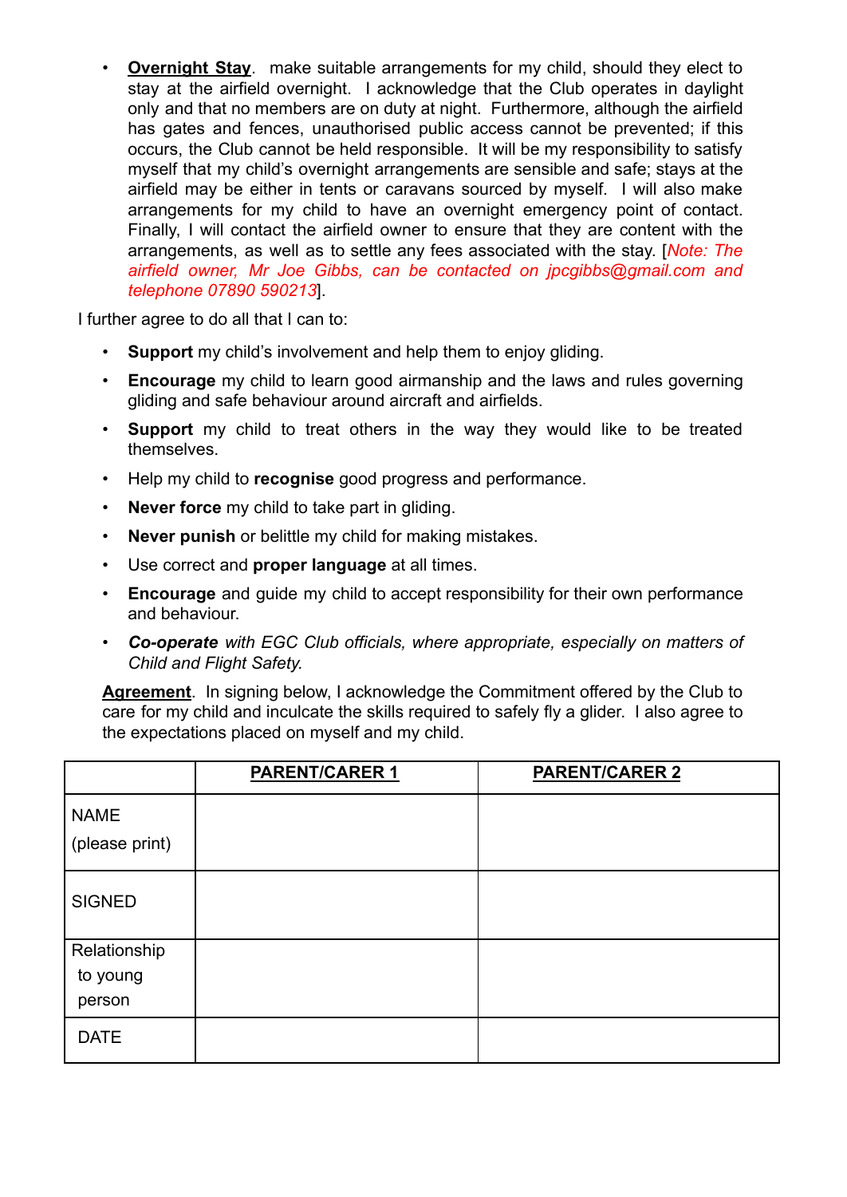- **Overnight Stay**. make suitable arrangements for my child, should they elect to stay at the airfield overnight. I acknowledge that the Club operates in daylight only and that no members are on duty at night. Furthermore, although the airfield has gates and fences, unauthorised public access cannot be prevented; if this occurs, the Club cannot be held responsible. It will be my responsibility to satisfy myself that my child's overnight arrangements are sensible and safe; stays at the airfield may be either in tents or caravans sourced by myself. I will also make arrangements for my child to have an overnight emergency point of contact. Finally, I will contact the airfield owner to ensure that they are content with the arrangements, as well as to settle any fees associated with the stay. [*Note: The airfield owner, Mr Joe Gibbs, can be contacted on jpcgibbs@gmail.com and telephone 07890 590213*].

I further agree to do all that I can to:

- **Support** my child's involvement and help them to enjoy gliding.
- **Encourage** my child to learn good airmanship and the laws and rules governing gliding and safe behaviour around aircraft and airfields.
- **Support** my child to treat others in the way they would like to be treated themselves.
- Help my child to **recognise** good progress and performance.
- **Never force** my child to take part in gliding.
- **Never punish** or belittle my child for making mistakes.
- Use correct and **proper language** at all times.
- **Encourage** and guide my child to accept responsibility for their own performance and behaviour.
- ***Co-operate*** *with EGC Club officials, where appropriate, especially on matters of Child and Flight Safety.*

**Agreement**. In signing below, I acknowledge the Commitment offered by the Club to care for my child and inculcate the skills required to safely fly a glider. I also agree to the expectations placed on myself and my child.

| | **PARENT/CARER 1** | **PARENT/CARER 2** |
|---|---|---|
| NAME (please print) | | |
| SIGNED | | |
| Relationship to young person | | |
| DATE | | |